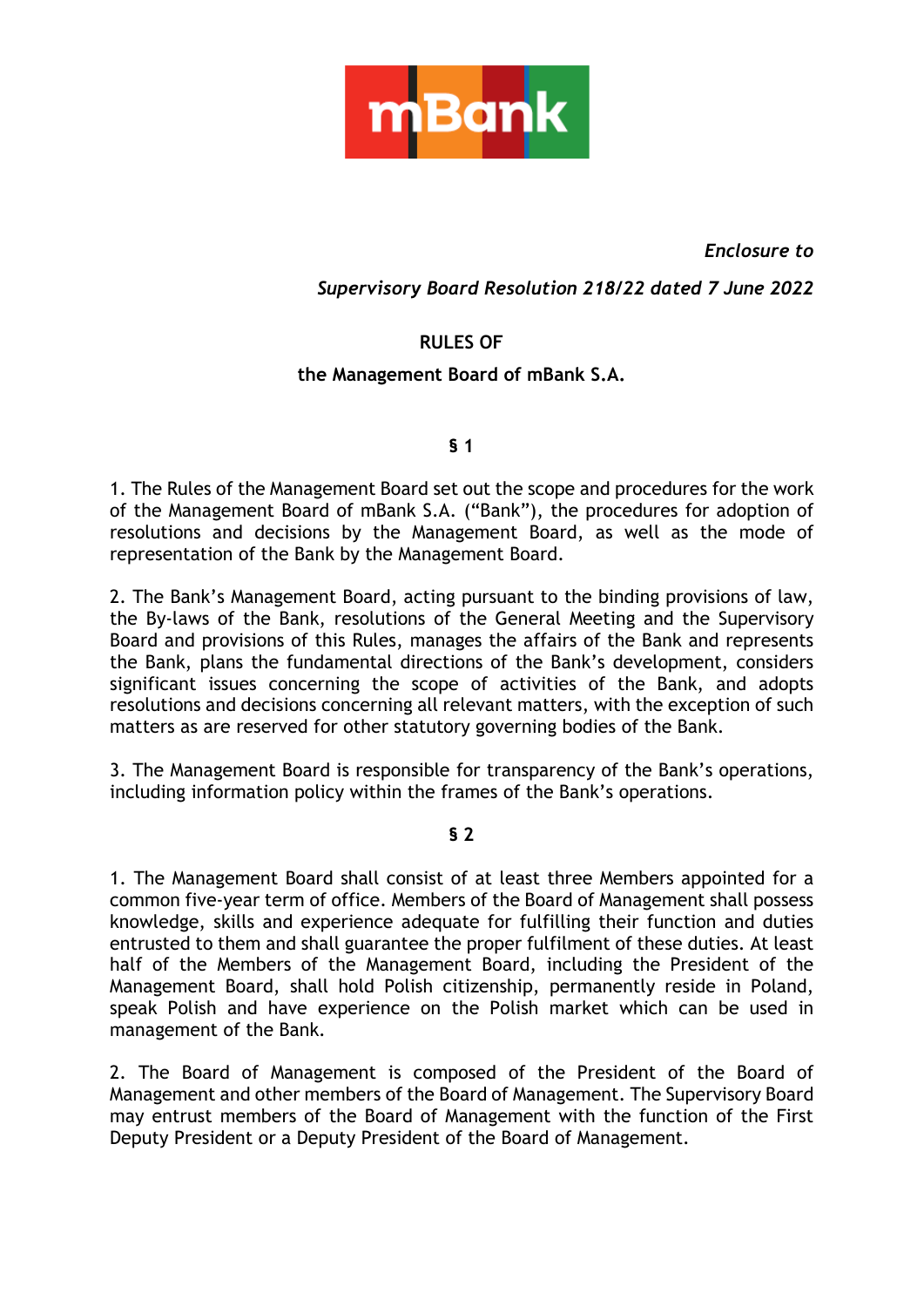*Enclosure to*

*Supervisory Board Resolution 218/22 dated 7 June 2022*

# RULES OF
# the Management Board of mBank S.A.

## § 1

1. The Rules of the Management Board set out the scope and procedures for the work of the Management Board of mBank S.A. ("Bank"), the procedures for adoption of resolutions and decisions by the Management Board, as well as the mode of representation of the Bank by the Management Board.

2. The Bank's Management Board, acting pursuant to the binding provisions of law, the By-laws of the Bank, resolutions of the General Meeting and the Supervisory Board and provisions of this Rules, manages the affairs of the Bank and represents the Bank, plans the fundamental directions of the Bank's development, considers significant issues concerning the scope of activities of the Bank, and adopts resolutions and decisions concerning all relevant matters, with the exception of such matters as are reserved for other statutory governing bodies of the Bank.

3. The Management Board is responsible for transparency of the Bank's operations, including information policy within the frames of the Bank's operations.

## § 2

1. The Management Board shall consist of at least three Members appointed for a common five-year term of office. Members of the Board of Management shall possess knowledge, skills and experience adequate for fulfilling their function and duties entrusted to them and shall guarantee the proper fulfilment of these duties. At least half of the Members of the Management Board, including the President of the Management Board, shall hold Polish citizenship, permanently reside in Poland, speak Polish and have experience on the Polish market which can be used in management of the Bank.

2. The Board of Management is composed of the President of the Board of Management and other members of the Board of Management. The Supervisory Board may entrust members of the Board of Management with the function of the First Deputy President or a Deputy President of the Board of Management.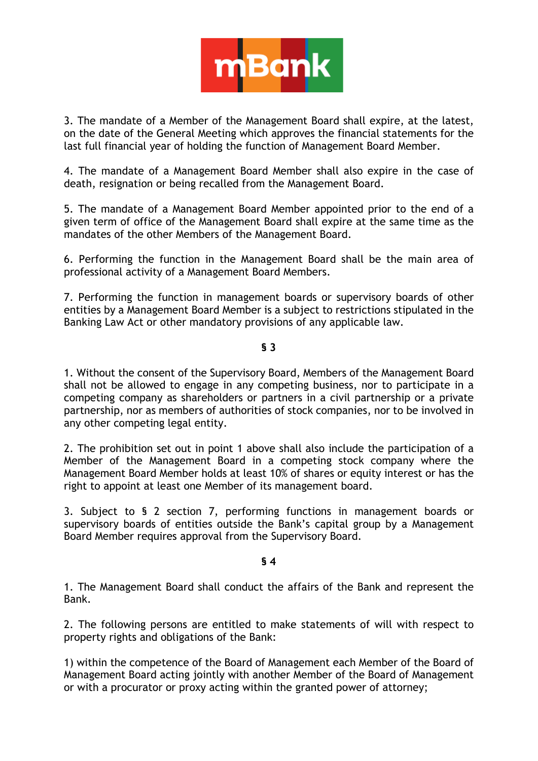3. The mandate of a Member of the Management Board shall expire, at the latest, on the date of the General Meeting which approves the financial statements for the last full financial year of holding the function of Management Board Member.

4. The mandate of a Management Board Member shall also expire in the case of death, resignation or being recalled from the Management Board.

5. The mandate of a Management Board Member appointed prior to the end of a given term of office of the Management Board shall expire at the same time as the mandates of the other Members of the Management Board.

6. Performing the function in the Management Board shall be the main area of professional activity of a Management Board Members.

7. Performing the function in management boards or supervisory boards of other entities by a Management Board Member is a subject to restrictions stipulated in the Banking Law Act or other mandatory provisions of any applicable law.

**§ 3**

1. Without the consent of the Supervisory Board, Members of the Management Board shall not be allowed to engage in any competing business, nor to participate in a competing company as shareholders or partners in a civil partnership or a private partnership, nor as members of authorities of stock companies, nor to be involved in any other competing legal entity.

2. The prohibition set out in point 1 above shall also include the participation of a Member of the Management Board in a competing stock company where the Management Board Member holds at least 10% of shares or equity interest or has the right to appoint at least one Member of its management board.

3. Subject to § 2 section 7, performing functions in management boards or supervisory boards of entities outside the Bank's capital group by a Management Board Member requires approval from the Supervisory Board.

**§ 4**

1. The Management Board shall conduct the affairs of the Bank and represent the Bank.

2. The following persons are entitled to make statements of will with respect to property rights and obligations of the Bank:

1) within the competence of the Board of Management each Member of the Board of Management Board acting jointly with another Member of the Board of Management or with a procurator or proxy acting within the granted power of attorney;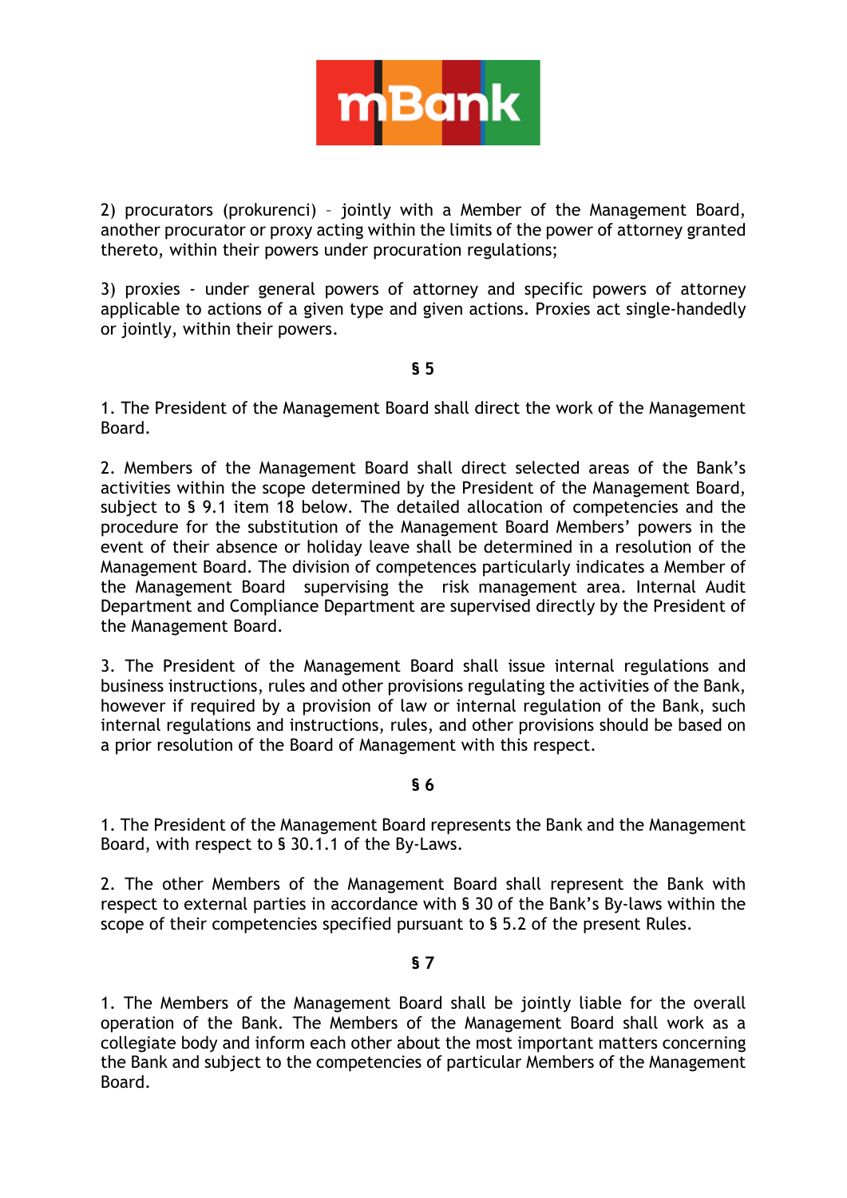2) procurators (prokurenci) – jointly with a Member of the Management Board, another procurator or proxy acting within the limits of the power of attorney granted thereto, within their powers under procuration regulations;

3) proxies - under general powers of attorney and specific powers of attorney applicable to actions of a given type and given actions. Proxies act single-handedly or jointly, within their powers.

**§ 5**

1. The President of the Management Board shall direct the work of the Management Board.

2. Members of the Management Board shall direct selected areas of the Bank's activities within the scope determined by the President of the Management Board, subject to § 9.1 item 18 below. The detailed allocation of competencies and the procedure for the substitution of the Management Board Members' powers in the event of their absence or holiday leave shall be determined in a resolution of the Management Board. The division of competences particularly indicates a Member of the Management Board supervising the risk management area. Internal Audit Department and Compliance Department are supervised directly by the President of the Management Board.

3. The President of the Management Board shall issue internal regulations and business instructions, rules and other provisions regulating the activities of the Bank, however if required by a provision of law or internal regulation of the Bank, such internal regulations and instructions, rules, and other provisions should be based on a prior resolution of the Board of Management with this respect.

**§ 6**

1. The President of the Management Board represents the Bank and the Management Board, with respect to § 30.1.1 of the By-Laws.

2. The other Members of the Management Board shall represent the Bank with respect to external parties in accordance with § 30 of the Bank's By-laws within the scope of their competencies specified pursuant to § 5.2 of the present Rules.

**§ 7**

1. The Members of the Management Board shall be jointly liable for the overall operation of the Bank. The Members of the Management Board shall work as a collegiate body and inform each other about the most important matters concerning the Bank and subject to the competencies of particular Members of the Management Board.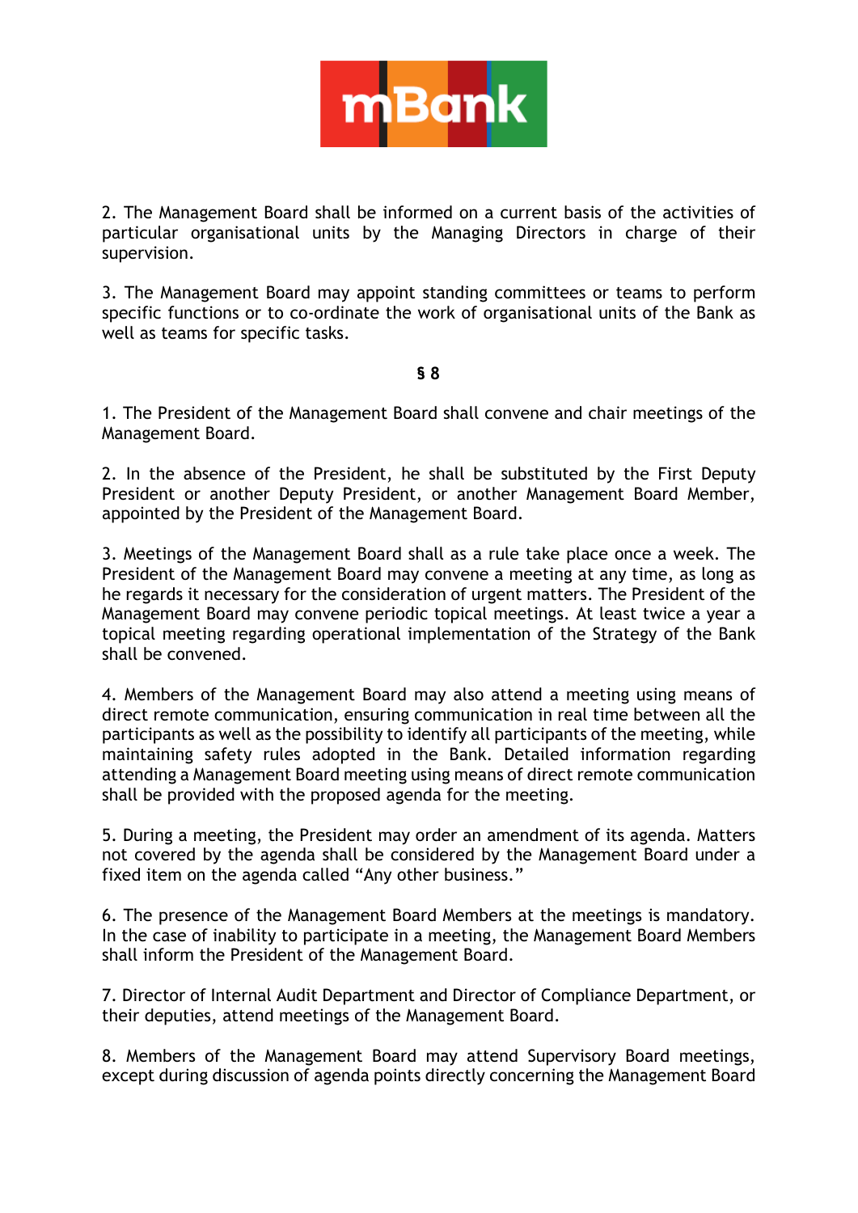2. The Management Board shall be informed on a current basis of the activities of particular organisational units by the Managing Directors in charge of their supervision.

3. The Management Board may appoint standing committees or teams to perform specific functions or to co-ordinate the work of organisational units of the Bank as well as teams for specific tasks.

**§ 8**

1. The President of the Management Board shall convene and chair meetings of the Management Board.

2. In the absence of the President, he shall be substituted by the First Deputy President or another Deputy President, or another Management Board Member, appointed by the President of the Management Board.

3. Meetings of the Management Board shall as a rule take place once a week. The President of the Management Board may convene a meeting at any time, as long as he regards it necessary for the consideration of urgent matters. The President of the Management Board may convene periodic topical meetings. At least twice a year a topical meeting regarding operational implementation of the Strategy of the Bank shall be convened.

4. Members of the Management Board may also attend a meeting using means of direct remote communication, ensuring communication in real time between all the participants as well as the possibility to identify all participants of the meeting, while maintaining safety rules adopted in the Bank. Detailed information regarding attending a Management Board meeting using means of direct remote communication shall be provided with the proposed agenda for the meeting.

5. During a meeting, the President may order an amendment of its agenda. Matters not covered by the agenda shall be considered by the Management Board under a fixed item on the agenda called "Any other business."

6. The presence of the Management Board Members at the meetings is mandatory. In the case of inability to participate in a meeting, the Management Board Members shall inform the President of the Management Board.

7. Director of Internal Audit Department and Director of Compliance Department, or their deputies, attend meetings of the Management Board.

8. Members of the Management Board may attend Supervisory Board meetings, except during discussion of agenda points directly concerning the Management Board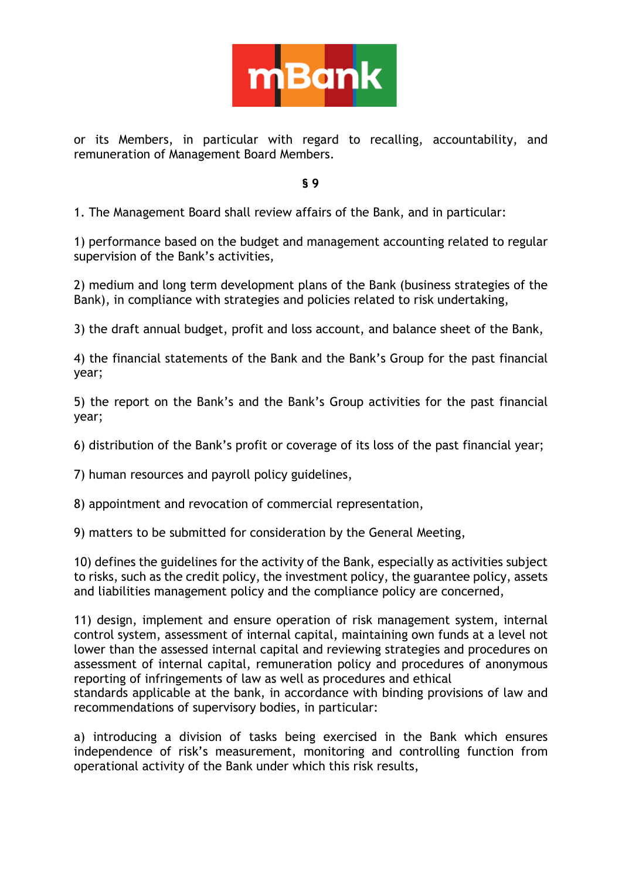or its Members, in particular with regard to recalling, accountability, and remuneration of Management Board Members.

**§ 9**

1. The Management Board shall review affairs of the Bank, and in particular:

1) performance based on the budget and management accounting related to regular supervision of the Bank's activities,

2) medium and long term development plans of the Bank (business strategies of the Bank), in compliance with strategies and policies related to risk undertaking,

3) the draft annual budget, profit and loss account, and balance sheet of the Bank,

4) the financial statements of the Bank and the Bank's Group for the past financial year;

5) the report on the Bank's and the Bank's Group activities for the past financial year;

6) distribution of the Bank's profit or coverage of its loss of the past financial year;

7) human resources and payroll policy guidelines,

8) appointment and revocation of commercial representation,

9) matters to be submitted for consideration by the General Meeting,

10) defines the guidelines for the activity of the Bank, especially as activities subject to risks, such as the credit policy, the investment policy, the guarantee policy, assets and liabilities management policy and the compliance policy are concerned,

11) design, implement and ensure operation of risk management system, internal control system, assessment of internal capital, maintaining own funds at a level not lower than the assessed internal capital and reviewing strategies and procedures on assessment of internal capital, remuneration policy and procedures of anonymous reporting of infringements of law as well as procedures and ethical standards applicable at the bank, in accordance with binding provisions of law and recommendations of supervisory bodies, in particular:

a) introducing a division of tasks being exercised in the Bank which ensures independence of risk's measurement, monitoring and controlling function from operational activity of the Bank under which this risk results,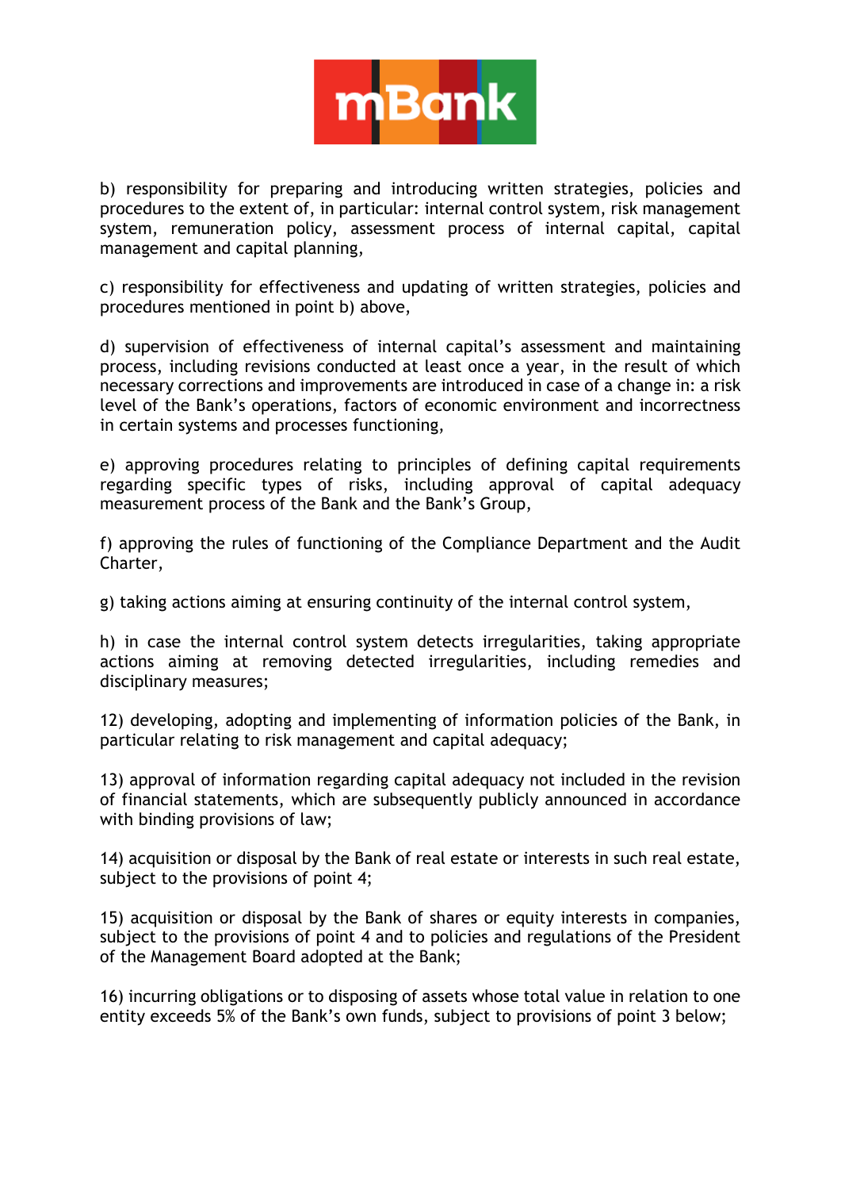b) responsibility for preparing and introducing written strategies, policies and procedures to the extent of, in particular: internal control system, risk management system, remuneration policy, assessment process of internal capital, capital management and capital planning,

c) responsibility for effectiveness and updating of written strategies, policies and procedures mentioned in point b) above,

d) supervision of effectiveness of internal capital's assessment and maintaining process, including revisions conducted at least once a year, in the result of which necessary corrections and improvements are introduced in case of a change in: a risk level of the Bank's operations, factors of economic environment and incorrectness in certain systems and processes functioning,

e) approving procedures relating to principles of defining capital requirements regarding specific types of risks, including approval of capital adequacy measurement process of the Bank and the Bank's Group,

f) approving the rules of functioning of the Compliance Department and the Audit Charter,

g) taking actions aiming at ensuring continuity of the internal control system,

h) in case the internal control system detects irregularities, taking appropriate actions aiming at removing detected irregularities, including remedies and disciplinary measures;

12) developing, adopting and implementing of information policies of the Bank, in particular relating to risk management and capital adequacy;

13) approval of information regarding capital adequacy not included in the revision of financial statements, which are subsequently publicly announced in accordance with binding provisions of law;

14) acquisition or disposal by the Bank of real estate or interests in such real estate, subject to the provisions of point 4;

15) acquisition or disposal by the Bank of shares or equity interests in companies, subject to the provisions of point 4 and to policies and regulations of the President of the Management Board adopted at the Bank;

16) incurring obligations or to disposing of assets whose total value in relation to one entity exceeds 5% of the Bank's own funds, subject to provisions of point 3 below;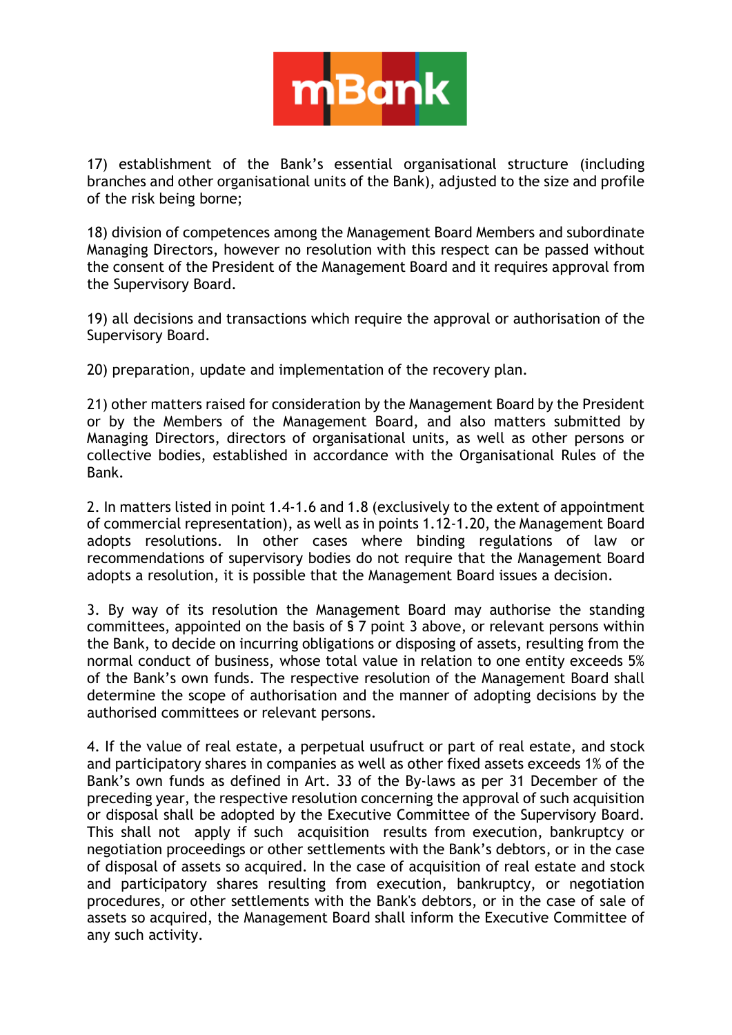17) establishment of the Bank’s essential organisational structure (including branches and other organisational units of the Bank), adjusted to the size and profile of the risk being borne;

18) division of competences among the Management Board Members and subordinate Managing Directors, however no resolution with this respect can be passed without the consent of the President of the Management Board and it requires approval from the Supervisory Board.

19) all decisions and transactions which require the approval or authorisation of the Supervisory Board.

20) preparation, update and implementation of the recovery plan.

21) other matters raised for consideration by the Management Board by the President or by the Members of the Management Board, and also matters submitted by Managing Directors, directors of organisational units, as well as other persons or collective bodies, established in accordance with the Organisational Rules of the Bank.

2. In matters listed in point 1.4-1.6 and 1.8 (exclusively to the extent of appointment of commercial representation), as well as in points 1.12-1.20, the Management Board adopts resolutions. In other cases where binding regulations of law or recommendations of supervisory bodies do not require that the Management Board adopts a resolution, it is possible that the Management Board issues a decision.

3. By way of its resolution the Management Board may authorise the standing committees, appointed on the basis of § 7 point 3 above, or relevant persons within the Bank, to decide on incurring obligations or disposing of assets, resulting from the normal conduct of business, whose total value in relation to one entity exceeds 5% of the Bank’s own funds. The respective resolution of the Management Board shall determine the scope of authorisation and the manner of adopting decisions by the authorised committees or relevant persons.

4. If the value of real estate, a perpetual usufruct or part of real estate, and stock and participatory shares in companies as well as other fixed assets exceeds 1% of the Bank’s own funds as defined in Art. 33 of the By-laws as per 31 December of the preceding year, the respective resolution concerning the approval of such acquisition or disposal shall be adopted by the Executive Committee of the Supervisory Board. This shall not apply if such acquisition results from execution, bankruptcy or negotiation proceedings or other settlements with the Bank’s debtors, or in the case of disposal of assets so acquired. In the case of acquisition of real estate and stock and participatory shares resulting from execution, bankruptcy, or negotiation procedures, or other settlements with the Bank's debtors, or in the case of sale of assets so acquired, the Management Board shall inform the Executive Committee of any such activity.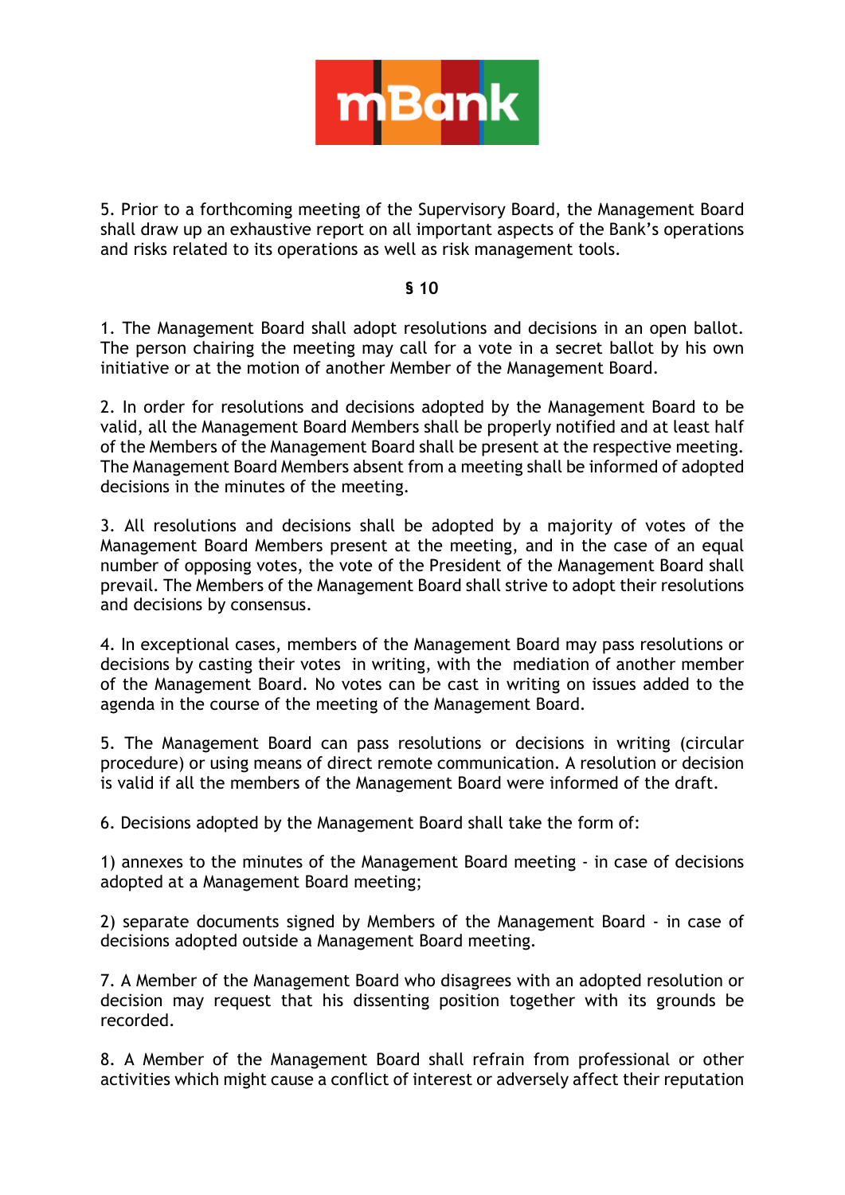5. Prior to a forthcoming meeting of the Supervisory Board, the Management Board shall draw up an exhaustive report on all important aspects of the Bank's operations and risks related to its operations as well as risk management tools.

**§ 10**

1. The Management Board shall adopt resolutions and decisions in an open ballot. The person chairing the meeting may call for a vote in a secret ballot by his own initiative or at the motion of another Member of the Management Board.

2. In order for resolutions and decisions adopted by the Management Board to be valid, all the Management Board Members shall be properly notified and at least half of the Members of the Management Board shall be present at the respective meeting. The Management Board Members absent from a meeting shall be informed of adopted decisions in the minutes of the meeting.

3. All resolutions and decisions shall be adopted by a majority of votes of the Management Board Members present at the meeting, and in the case of an equal number of opposing votes, the vote of the President of the Management Board shall prevail. The Members of the Management Board shall strive to adopt their resolutions and decisions by consensus.

4. In exceptional cases, members of the Management Board may pass resolutions or decisions by casting their votes in writing, with the mediation of another member of the Management Board. No votes can be cast in writing on issues added to the agenda in the course of the meeting of the Management Board.

5. The Management Board can pass resolutions or decisions in writing (circular procedure) or using means of direct remote communication. A resolution or decision is valid if all the members of the Management Board were informed of the draft.

6. Decisions adopted by the Management Board shall take the form of:

1) annexes to the minutes of the Management Board meeting - in case of decisions adopted at a Management Board meeting;

2) separate documents signed by Members of the Management Board - in case of decisions adopted outside a Management Board meeting.

7. A Member of the Management Board who disagrees with an adopted resolution or decision may request that his dissenting position together with its grounds be recorded.

8. A Member of the Management Board shall refrain from professional or other activities which might cause a conflict of interest or adversely affect their reputation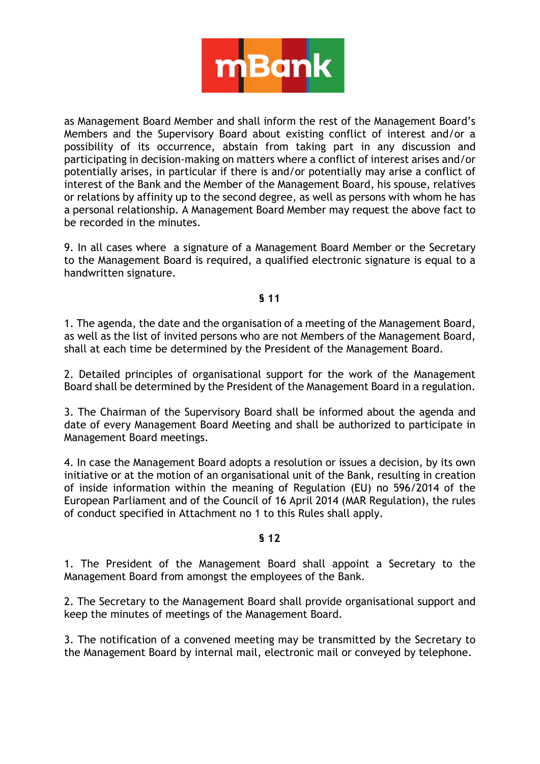as Management Board Member and shall inform the rest of the Management Board's Members and the Supervisory Board about existing conflict of interest and/or a possibility of its occurrence, abstain from taking part in any discussion and participating in decision-making on matters where a conflict of interest arises and/or potentially arises, in particular if there is and/or potentially may arise a conflict of interest of the Bank and the Member of the Management Board, his spouse, relatives or relations by affinity up to the second degree, as well as persons with whom he has a personal relationship. A Management Board Member may request the above fact to be recorded in the minutes.

9. In all cases where a signature of a Management Board Member or the Secretary to the Management Board is required, a qualified electronic signature is equal to a handwritten signature.

### § 11

1. The agenda, the date and the organisation of a meeting of the Management Board, as well as the list of invited persons who are not Members of the Management Board, shall at each time be determined by the President of the Management Board.

2. Detailed principles of organisational support for the work of the Management Board shall be determined by the President of the Management Board in a regulation.

3. The Chairman of the Supervisory Board shall be informed about the agenda and date of every Management Board Meeting and shall be authorized to participate in Management Board meetings.

4. In case the Management Board adopts a resolution or issues a decision, by its own initiative or at the motion of an organisational unit of the Bank, resulting in creation of inside information within the meaning of Regulation (EU) no 596/2014 of the European Parliament and of the Council of 16 April 2014 (MAR Regulation), the rules of conduct specified in Attachment no 1 to this Rules shall apply.

### § 12

1. The President of the Management Board shall appoint a Secretary to the Management Board from amongst the employees of the Bank.

2. The Secretary to the Management Board shall provide organisational support and keep the minutes of meetings of the Management Board.

3. The notification of a convened meeting may be transmitted by the Secretary to the Management Board by internal mail, electronic mail or conveyed by telephone.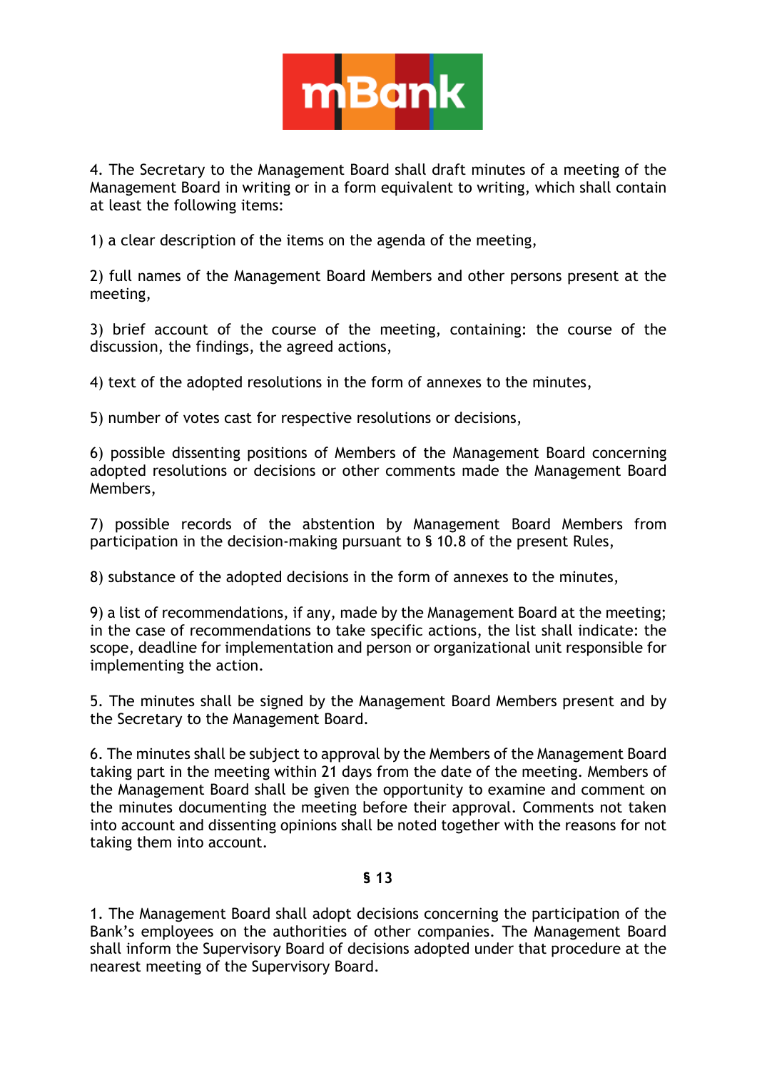4. The Secretary to the Management Board shall draft minutes of a meeting of the Management Board in writing or in a form equivalent to writing, which shall contain at least the following items:

1) a clear description of the items on the agenda of the meeting,

2) full names of the Management Board Members and other persons present at the meeting,

3) brief account of the course of the meeting, containing: the course of the discussion, the findings, the agreed actions,

4) text of the adopted resolutions in the form of annexes to the minutes,

5) number of votes cast for respective resolutions or decisions,

6) possible dissenting positions of Members of the Management Board concerning adopted resolutions or decisions or other comments made the Management Board Members,

7) possible records of the abstention by Management Board Members from participation in the decision-making pursuant to § 10.8 of the present Rules,

8) substance of the adopted decisions in the form of annexes to the minutes,

9) a list of recommendations, if any, made by the Management Board at the meeting; in the case of recommendations to take specific actions, the list shall indicate: the scope, deadline for implementation and person or organizational unit responsible for implementing the action.

5. The minutes shall be signed by the Management Board Members present and by the Secretary to the Management Board.

6. The minutes shall be subject to approval by the Members of the Management Board taking part in the meeting within 21 days from the date of the meeting. Members of the Management Board shall be given the opportunity to examine and comment on the minutes documenting the meeting before their approval. Comments not taken into account and dissenting opinions shall be noted together with the reasons for not taking them into account.

**§ 13**

1. The Management Board shall adopt decisions concerning the participation of the Bank's employees on the authorities of other companies. The Management Board shall inform the Supervisory Board of decisions adopted under that procedure at the nearest meeting of the Supervisory Board.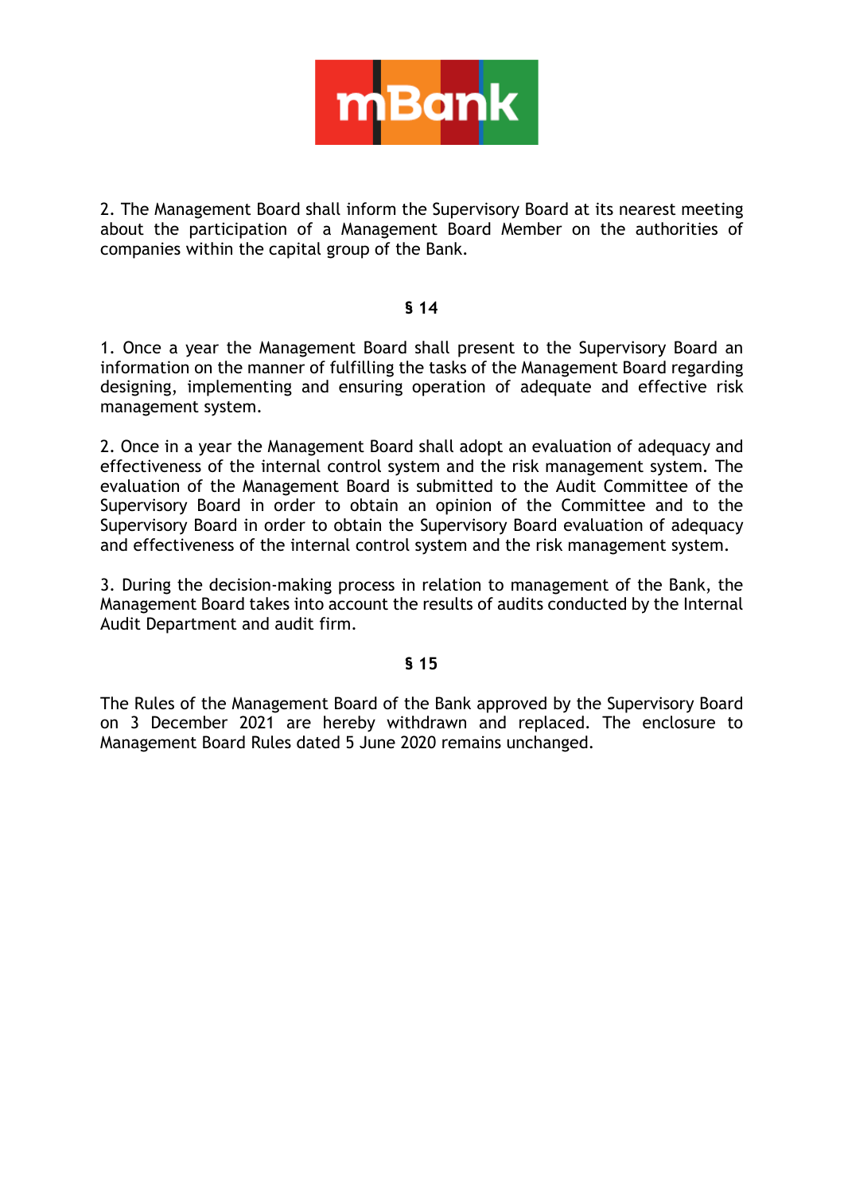2. The Management Board shall inform the Supervisory Board at its nearest meeting about the participation of a Management Board Member on the authorities of companies within the capital group of the Bank.

**§ 14**

1. Once a year the Management Board shall present to the Supervisory Board an information on the manner of fulfilling the tasks of the Management Board regarding designing, implementing and ensuring operation of adequate and effective risk management system.

2. Once in a year the Management Board shall adopt an evaluation of adequacy and effectiveness of the internal control system and the risk management system. The evaluation of the Management Board is submitted to the Audit Committee of the Supervisory Board in order to obtain an opinion of the Committee and to the Supervisory Board in order to obtain the Supervisory Board evaluation of adequacy and effectiveness of the internal control system and the risk management system.

3. During the decision-making process in relation to management of the Bank, the Management Board takes into account the results of audits conducted by the Internal Audit Department and audit firm.

**§ 15**

The Rules of the Management Board of the Bank approved by the Supervisory Board on 3 December 2021 are hereby withdrawn and replaced. The enclosure to Management Board Rules dated 5 June 2020 remains unchanged.